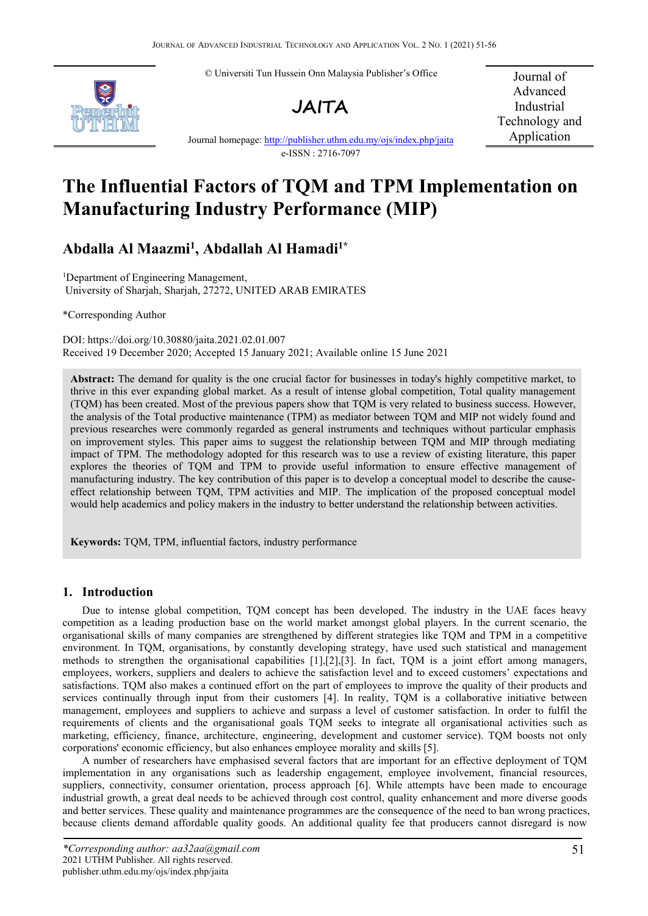© Universiti Tun Hussein Onn Malaysia Publisher's Office

**JAITA**

Journal of Advanced Industrial Technology and Application

Journal homepage: http://publisher.uthm.edu.my/ojs/index.php/jaita

e-ISSN : 2716-7097

# The Influential Factors of TQM and TPM Implementation on Manufacturing Industry Performance (MIP)

## Abdalla Al Maazmi[1], Abdallah Al Hamadi[1*]

[1]Department of Engineering Management, University of Sharjah, Sharjah, 27272, UNITED ARAB EMIRATES

*Corresponding Author

DOI: https://doi.org/10.30880/jaita.2021.02.01.007

Received 19 December 2020; Accepted 15 January 2021; Available online 15 June 2021

**Abstract:** The demand for quality is the one crucial factor for businesses in today's highly competitive market, to thrive in this ever expanding global market. As a result of intense global competition, Total quality management (TQM) has been created. Most of the previous papers show that TQM is very related to business success. However, the analysis of the Total productive maintenance (TPM) as mediator between TQM and MIP not widely found and previous researches were commonly regarded as general instruments and techniques without particular emphasis on improvement styles. This paper aims to suggest the relationship between TQM and MIP through mediating impact of TPM. The methodology adopted for this research was to use a review of existing literature, this paper explores the theories of TQM and TPM to provide useful information to ensure effective management of manufacturing industry. The key contribution of this paper is to develop a conceptual model to describe the cause-effect relationship between TQM, TPM activities and MIP. The implication of the proposed conceptual model would help academics and policy makers in the industry to better understand the relationship between activities.

**Keywords:** TQM, TPM, influential factors, industry performance

## 1. Introduction

Due to intense global competition, TQM concept has been developed. The industry in the UAE faces heavy competition as a leading production base on the world market amongst global players. In the current scenario, the organisational skills of many companies are strengthened by different strategies like TQM and TPM in a competitive environment. In TQM, organisations, by constantly developing strategy, have used such statistical and management methods to strengthen the organisational capabilities [1],[2],[3]. In fact, TQM is a joint effort among managers, employees, workers, suppliers and dealers to achieve the satisfaction level and to exceed customers' expectations and satisfactions. TQM also makes a continued effort on the part of employees to improve the quality of their products and services continually through input from their customers [4]. In reality, TQM is a collaborative initiative between management, employees and suppliers to achieve and surpass a level of customer satisfaction. In order to fulfil the requirements of clients and the organisational goals TQM seeks to integrate all organisational activities such as marketing, efficiency, finance, architecture, engineering, development and customer service). TQM boosts not only corporations' economic efficiency, but also enhances employee morality and skills [5].

A number of researchers have emphasised several factors that are important for an effective deployment of TQM implementation in any organisations such as leadership engagement, employee involvement, financial resources, suppliers, connectivity, consumer orientation, process approach [6]. While attempts have been made to encourage industrial growth, a great deal needs to be achieved through cost control, quality enhancement and more diverse goods and better services. These quality and maintenance programmes are the consequence of the need to ban wrong practices, because clients demand affordable quality goods. An additional quality fee that producers cannot disregard is now

*\*Corresponding author: aa32aa@gmail.com*
2021 UTHM Publisher. All rights reserved.
publisher.uthm.edu.my/ojs/index.php/jaita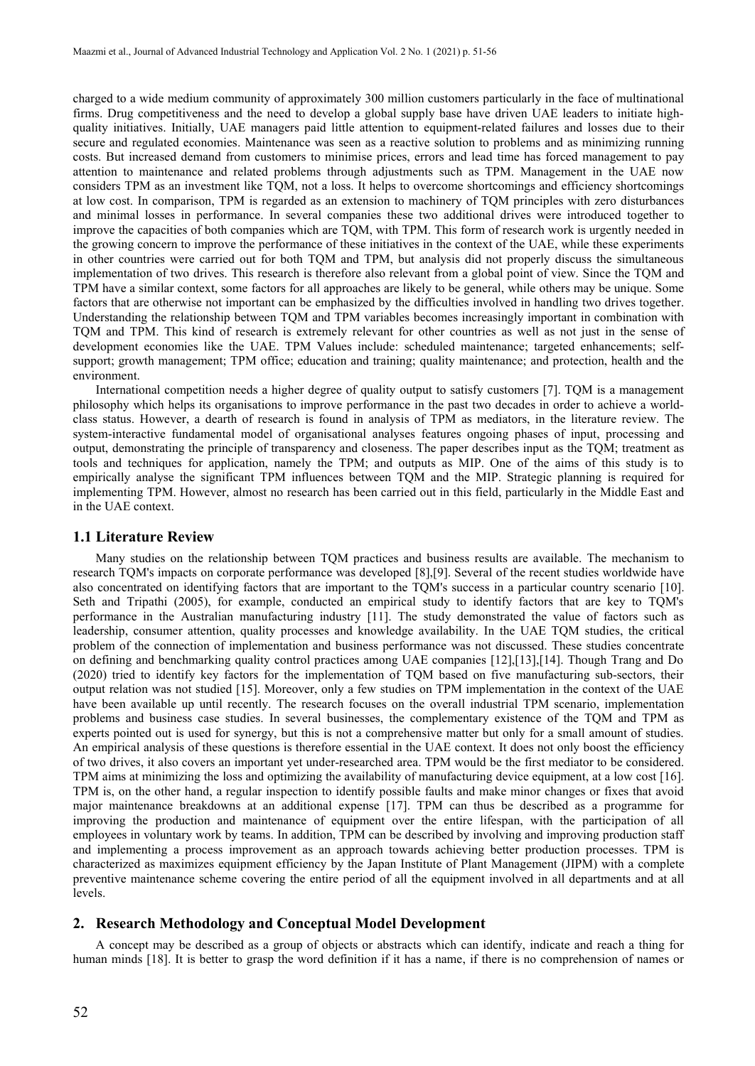charged to a wide medium community of approximately 300 million customers particularly in the face of multinational firms. Drug competitiveness and the need to develop a global supply base have driven UAE leaders to initiate high-quality initiatives. Initially, UAE managers paid little attention to equipment-related failures and losses due to their secure and regulated economies. Maintenance was seen as a reactive solution to problems and as minimizing running costs. But increased demand from customers to minimise prices, errors and lead time has forced management to pay attention to maintenance and related problems through adjustments such as TPM. Management in the UAE now considers TPM as an investment like TQM, not a loss. It helps to overcome shortcomings and efficiency shortcomings at low cost. In comparison, TPM is regarded as an extension to machinery of TQM principles with zero disturbances and minimal losses in performance. In several companies these two additional drives were introduced together to improve the capacities of both companies which are TQM, with TPM. This form of research work is urgently needed in the growing concern to improve the performance of these initiatives in the context of the UAE, while these experiments in other countries were carried out for both TQM and TPM, but analysis did not properly discuss the simultaneous implementation of two drives. This research is therefore also relevant from a global point of view. Since the TQM and TPM have a similar context, some factors for all approaches are likely to be general, while others may be unique. Some factors that are otherwise not important can be emphasized by the difficulties involved in handling two drives together. Understanding the relationship between TQM and TPM variables becomes increasingly important in combination with TQM and TPM. This kind of research is extremely relevant for other countries as well as not just in the sense of development economies like the UAE. TPM Values include: scheduled maintenance; targeted enhancements; self-support; growth management; TPM office; education and training; quality maintenance; and protection, health and the environment.

International competition needs a higher degree of quality output to satisfy customers [7]. TQM is a management philosophy which helps its organisations to improve performance in the past two decades in order to achieve a world-class status. However, a dearth of research is found in analysis of TPM as mediators, in the literature review. The system-interactive fundamental model of organisational analyses features ongoing phases of input, processing and output, demonstrating the principle of transparency and closeness. The paper describes input as the TQM; treatment as tools and techniques for application, namely the TPM; and outputs as MIP. One of the aims of this study is to empirically analyse the significant TPM influences between TQM and the MIP. Strategic planning is required for implementing TPM. However, almost no research has been carried out in this field, particularly in the Middle East and in the UAE context.

## 1.1 Literature Review

Many studies on the relationship between TQM practices and business results are available. The mechanism to research TQM's impacts on corporate performance was developed [8],[9]. Several of the recent studies worldwide have also concentrated on identifying factors that are important to the TQM's success in a particular country scenario [10]. Seth and Tripathi (2005), for example, conducted an empirical study to identify factors that are key to TQM's performance in the Australian manufacturing industry [11]. The study demonstrated the value of factors such as leadership, consumer attention, quality processes and knowledge availability. In the UAE TQM studies, the critical problem of the connection of implementation and business performance was not discussed. These studies concentrate on defining and benchmarking quality control practices among UAE companies [12],[13],[14]. Though Trang and Do (2020) tried to identify key factors for the implementation of TQM based on five manufacturing sub-sectors, their output relation was not studied [15]. Moreover, only a few studies on TPM implementation in the context of the UAE have been available up until recently. The research focuses on the overall industrial TPM scenario, implementation problems and business case studies. In several businesses, the complementary existence of the TQM and TPM as experts pointed out is used for synergy, but this is not a comprehensive matter but only for a small amount of studies. An empirical analysis of these questions is therefore essential in the UAE context. It does not only boost the efficiency of two drives, it also covers an important yet under-researched area. TPM would be the first mediator to be considered. TPM aims at minimizing the loss and optimizing the availability of manufacturing device equipment, at a low cost [16]. TPM is, on the other hand, a regular inspection to identify possible faults and make minor changes or fixes that avoid major maintenance breakdowns at an additional expense [17]. TPM can thus be described as a programme for improving the production and maintenance of equipment over the entire lifespan, with the participation of all employees in voluntary work by teams. In addition, TPM can be described by involving and improving production staff and implementing a process improvement as an approach towards achieving better production processes. TPM is characterized as maximizes equipment efficiency by the Japan Institute of Plant Management (JIPM) with a complete preventive maintenance scheme covering the entire period of all the equipment involved in all departments and at all levels.

# 2. Research Methodology and Conceptual Model Development

A concept may be described as a group of objects or abstracts which can identify, indicate and reach a thing for human minds [18]. It is better to grasp the word definition if it has a name, if there is no comprehension of names or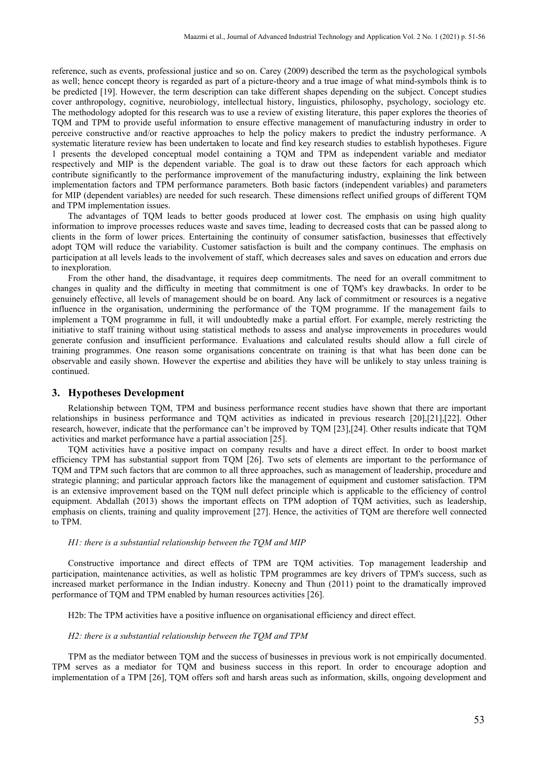reference, such as events, professional justice and so on. Carey (2009) described the term as the psychological symbols as well; hence concept theory is regarded as part of a picture-theory and a true image of what mind-symbols think is to be predicted [19]. However, the term description can take different shapes depending on the subject. Concept studies cover anthropology, cognitive, neurobiology, intellectual history, linguistics, philosophy, psychology, sociology etc. The methodology adopted for this research was to use a review of existing literature, this paper explores the theories of TQM and TPM to provide useful information to ensure effective management of manufacturing industry in order to perceive constructive and/or reactive approaches to help the policy makers to predict the industry performance. A systematic literature review has been undertaken to locate and find key research studies to establish hypotheses. Figure 1 presents the developed conceptual model containing a TQM and TPM as independent variable and mediator respectively and MIP is the dependent variable. The goal is to draw out these factors for each approach which contribute significantly to the performance improvement of the manufacturing industry, explaining the link between implementation factors and TPM performance parameters. Both basic factors (independent variables) and parameters for MIP (dependent variables) are needed for such research. These dimensions reflect unified groups of different TQM and TPM implementation issues.

The advantages of TQM leads to better goods produced at lower cost. The emphasis on using high quality information to improve processes reduces waste and saves time, leading to decreased costs that can be passed along to clients in the form of lower prices. Entertaining the continuity of consumer satisfaction, businesses that effectively adopt TQM will reduce the variability. Customer satisfaction is built and the company continues. The emphasis on participation at all levels leads to the involvement of staff, which decreases sales and saves on education and errors due to inexploration.

From the other hand, the disadvantage, it requires deep commitments. The need for an overall commitment to changes in quality and the difficulty in meeting that commitment is one of TQM's key drawbacks. In order to be genuinely effective, all levels of management should be on board. Any lack of commitment or resources is a negative influence in the organisation, undermining the performance of the TQM programme. If the management fails to implement a TQM programme in full, it will undoubtedly make a partial effort. For example, merely restricting the initiative to staff training without using statistical methods to assess and analyse improvements in procedures would generate confusion and insufficient performance. Evaluations and calculated results should allow a full circle of training programmes. One reason some organisations concentrate on training is that what has been done can be observable and easily shown. However the expertise and abilities they have will be unlikely to stay unless training is continued.

## 3. Hypotheses Development

Relationship between TQM, TPM and business performance recent studies have shown that there are important relationships in business performance and TQM activities as indicated in previous research [20],[21],[22]. Other research, however, indicate that the performance can't be improved by TQM [23],[24]. Other results indicate that TQM activities and market performance have a partial association [25].

TQM activities have a positive impact on company results and have a direct effect. In order to boost market efficiency TPM has substantial support from TQM [26]. Two sets of elements are important to the performance of TQM and TPM such factors that are common to all three approaches, such as management of leadership, procedure and strategic planning; and particular approach factors like the management of equipment and customer satisfaction. TPM is an extensive improvement based on the TQM null defect principle which is applicable to the efficiency of control equipment. Abdallah (2013) shows the important effects on TPM adoption of TQM activities, such as leadership, emphasis on clients, training and quality improvement [27]. Hence, the activities of TQM are therefore well connected to TPM.

*H1: there is a substantial relationship between the TQM and MIP*

Constructive importance and direct effects of TPM are TQM activities. Top management leadership and participation, maintenance activities, as well as holistic TPM programmes are key drivers of TPM's success, such as increased market performance in the Indian industry. Konecny and Thun (2011) point to the dramatically improved performance of TQM and TPM enabled by human resources activities [26].

H2b: The TPM activities have a positive influence on organisational efficiency and direct effect.

*H2: there is a substantial relationship between the TQM and TPM*

TPM as the mediator between TQM and the success of businesses in previous work is not empirically documented. TPM serves as a mediator for TQM and business success in this report. In order to encourage adoption and implementation of a TPM [26], TQM offers soft and harsh areas such as information, skills, ongoing development and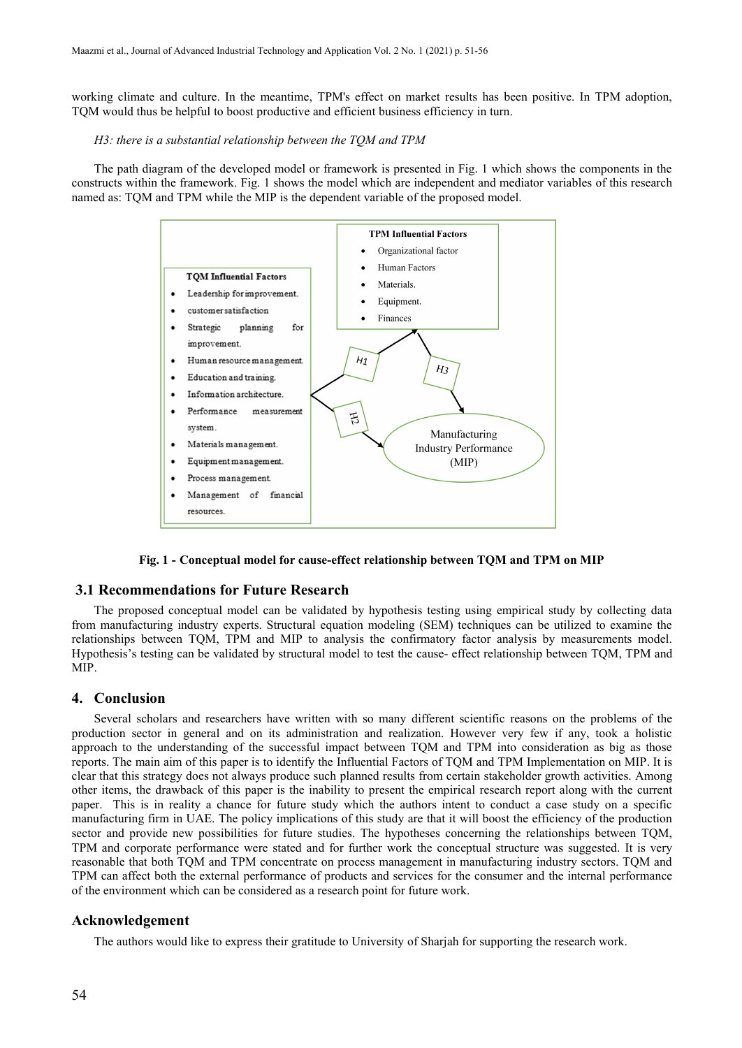working climate and culture. In the meantime, TPM's effect on market results has been positive. In TPM adoption, TQM would thus be helpful to boost productive and efficient business efficiency in turn.

*H3: there is a substantial relationship between the TQM and TPM*

The path diagram of the developed model or framework is presented in Fig. 1 which shows the components in the constructs within the framework. Fig. 1 shows the model which are independent and mediator variables of this research named as: TQM and TPM while the MIP is the dependent variable of the proposed model.

**TQM Influential Factors**

- Leadership for improvement.
- customer satisfaction
- Strategic planning for improvement.
- Human resource management.
- Education and training.
- Information architecture.
- Performance measurement system.
- Materials management.
- Equipment management.
- Process management.
- Management of financial resources.

**TPM Influential Factors**

- Organizational factor
- Human Factors
- Materials.
- Equipment.
- Finances

H1 H2 H3

Manufacturing Industry Performance (MIP)

**Fig. 1 - Conceptual model for cause-effect relationship between TQM and TPM on MIP**

## 3.1 Recommendations for Future Research

The proposed conceptual model can be validated by hypothesis testing using empirical study by collecting data from manufacturing industry experts. Structural equation modeling (SEM) techniques can be utilized to examine the relationships between TQM, TPM and MIP to analysis the confirmatory factor analysis by measurements model. Hypothesis's testing can be validated by structural model to test the cause- effect relationship between TQM, TPM and MIP.

## 4. Conclusion

Several scholars and researchers have written with so many different scientific reasons on the problems of the production sector in general and on its administration and realization. However very few if any, took a holistic approach to the understanding of the successful impact between TQM and TPM into consideration as big as those reports. The main aim of this paper is to identify the Influential Factors of TQM and TPM Implementation on MIP. It is clear that this strategy does not always produce such planned results from certain stakeholder growth activities. Among other items, the drawback of this paper is the inability to present the empirical research report along with the current paper. This is in reality a chance for future study which the authors intent to conduct a case study on a specific manufacturing firm in UAE. The policy implications of this study are that it will boost the efficiency of the production sector and provide new possibilities for future studies. The hypotheses concerning the relationships between TQM, TPM and corporate performance were stated and for further work the conceptual structure was suggested. It is very reasonable that both TQM and TPM concentrate on process management in manufacturing industry sectors. TQM and TPM can affect both the external performance of products and services for the consumer and the internal performance of the environment which can be considered as a research point for future work.

## Acknowledgement

The authors would like to express their gratitude to University of Sharjah for supporting the research work.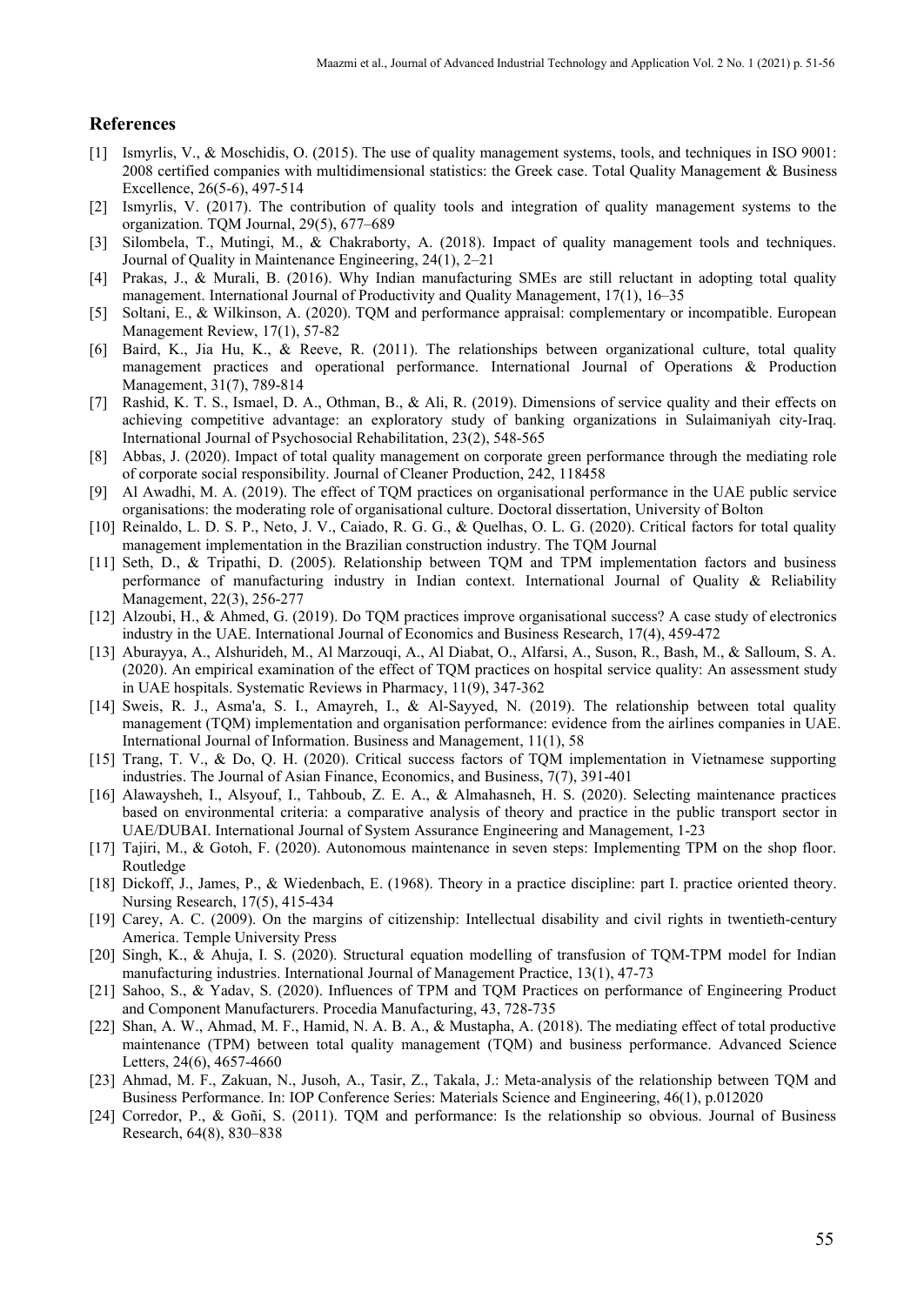## References

[1] Ismyrlis, V., & Moschidis, O. (2015). The use of quality management systems, tools, and techniques in ISO 9001: 2008 certified companies with multidimensional statistics: the Greek case. Total Quality Management & Business Excellence, 26(5-6), 497-514

[2] Ismyrlis, V. (2017). The contribution of quality tools and integration of quality management systems to the organization. TQM Journal, 29(5), 677–689

[3] Silombela, T., Mutingi, M., & Chakraborty, A. (2018). Impact of quality management tools and techniques. Journal of Quality in Maintenance Engineering, 24(1), 2–21

[4] Prakas, J., & Murali, B. (2016). Why Indian manufacturing SMEs are still reluctant in adopting total quality management. International Journal of Productivity and Quality Management, 17(1), 16–35

[5] Soltani, E., & Wilkinson, A. (2020). TQM and performance appraisal: complementary or incompatible. European Management Review, 17(1), 57-82

[6] Baird, K., Jia Hu, K., & Reeve, R. (2011). The relationships between organizational culture, total quality management practices and operational performance. International Journal of Operations & Production Management, 31(7), 789-814

[7] Rashid, K. T. S., Ismael, D. A., Othman, B., & Ali, R. (2019). Dimensions of service quality and their effects on achieving competitive advantage: an exploratory study of banking organizations in Sulaimaniyah city-Iraq. International Journal of Psychosocial Rehabilitation, 23(2), 548-565

[8] Abbas, J. (2020). Impact of total quality management on corporate green performance through the mediating role of corporate social responsibility. Journal of Cleaner Production, 242, 118458

[9] Al Awadhi, M. A. (2019). The effect of TQM practices on organisational performance in the UAE public service organisations: the moderating role of organisational culture. Doctoral dissertation, University of Bolton

[10] Reinaldo, L. D. S. P., Neto, J. V., Caiado, R. G. G., & Quelhas, O. L. G. (2020). Critical factors for total quality management implementation in the Brazilian construction industry. The TQM Journal

[11] Seth, D., & Tripathi, D. (2005). Relationship between TQM and TPM implementation factors and business performance of manufacturing industry in Indian context. International Journal of Quality & Reliability Management, 22(3), 256-277

[12] Alzoubi, H., & Ahmed, G. (2019). Do TQM practices improve organisational success? A case study of electronics industry in the UAE. International Journal of Economics and Business Research, 17(4), 459-472

[13] Aburayya, A., Alshurideh, M., Al Marzouqi, A., Al Diabat, O., Alfarsi, A., Suson, R., Bash, M., & Salloum, S. A. (2020). An empirical examination of the effect of TQM practices on hospital service quality: An assessment study in UAE hospitals. Systematic Reviews in Pharmacy, 11(9), 347-362

[14] Sweis, R. J., Asma'a, S. I., Amayreh, I., & Al-Sayyed, N. (2019). The relationship between total quality management (TQM) implementation and organisation performance: evidence from the airlines companies in UAE. International Journal of Information. Business and Management, 11(1), 58

[15] Trang, T. V., & Do, Q. H. (2020). Critical success factors of TQM implementation in Vietnamese supporting industries. The Journal of Asian Finance, Economics, and Business, 7(7), 391-401

[16] Alawaysheh, I., Alsyouf, I., Tahboub, Z. E. A., & Almahasneh, H. S. (2020). Selecting maintenance practices based on environmental criteria: a comparative analysis of theory and practice in the public transport sector in UAE/DUBAI. International Journal of System Assurance Engineering and Management, 1-23

[17] Tajiri, M., & Gotoh, F. (2020). Autonomous maintenance in seven steps: Implementing TPM on the shop floor. Routledge

[18] Dickoff, J., James, P., & Wiedenbach, E. (1968). Theory in a practice discipline: part I. practice oriented theory. Nursing Research, 17(5), 415-434

[19] Carey, A. C. (2009). On the margins of citizenship: Intellectual disability and civil rights in twentieth-century America. Temple University Press

[20] Singh, K., & Ahuja, I. S. (2020). Structural equation modelling of transfusion of TQM-TPM model for Indian manufacturing industries. International Journal of Management Practice, 13(1), 47-73

[21] Sahoo, S., & Yadav, S. (2020). Influences of TPM and TQM Practices on performance of Engineering Product and Component Manufacturers. Procedia Manufacturing, 43, 728-735

[22] Shan, A. W., Ahmad, M. F., Hamid, N. A. B. A., & Mustapha, A. (2018). The mediating effect of total productive maintenance (TPM) between total quality management (TQM) and business performance. Advanced Science Letters, 24(6), 4657-4660

[23] Ahmad, M. F., Zakuan, N., Jusoh, A., Tasir, Z., Takala, J.: Meta-analysis of the relationship between TQM and Business Performance. In: IOP Conference Series: Materials Science and Engineering, 46(1), p.012020

[24] Corredor, P., & Goñi, S. (2011). TQM and performance: Is the relationship so obvious. Journal of Business Research, 64(8), 830–838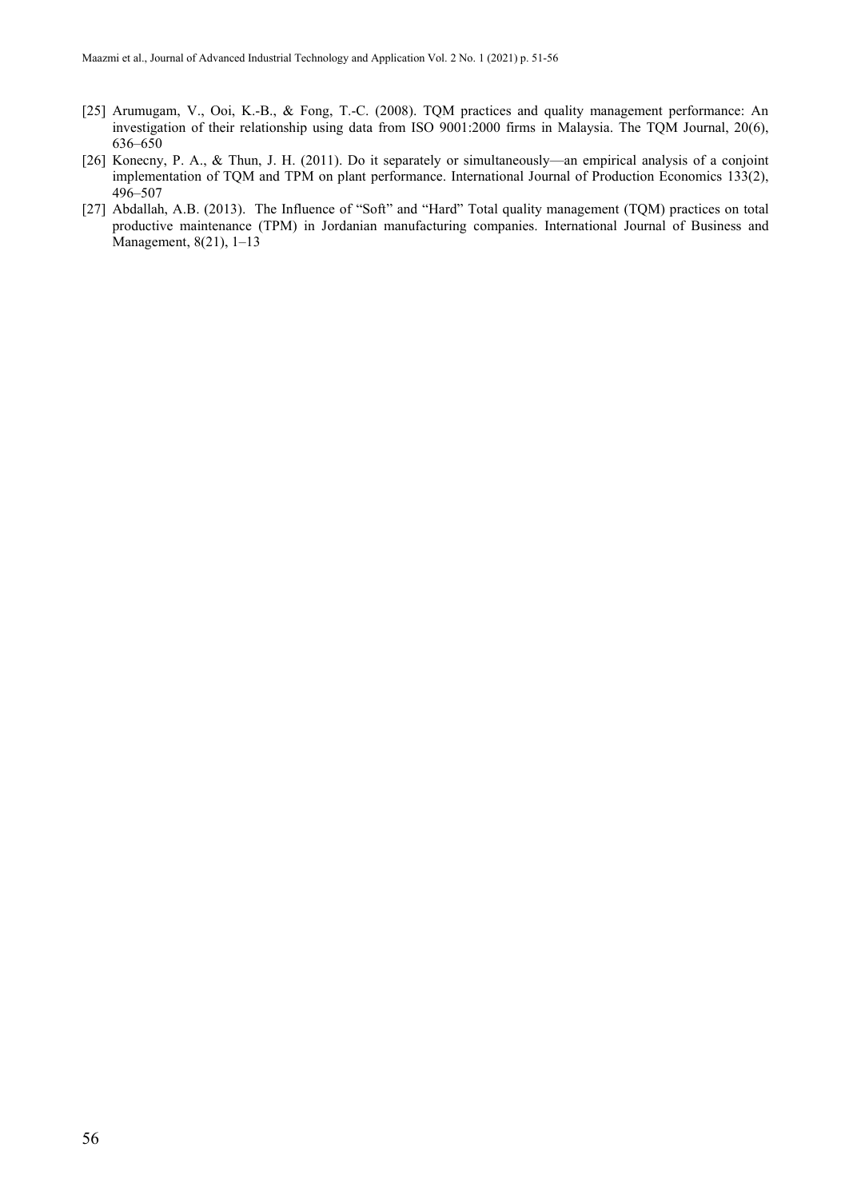[25] Arumugam, V., Ooi, K.-B., & Fong, T.-C. (2008). TQM practices and quality management performance: An investigation of their relationship using data from ISO 9001:2000 firms in Malaysia. The TQM Journal, 20(6), 636–650

[26] Konecny, P. A., & Thun, J. H. (2011). Do it separately or simultaneously—an empirical analysis of a conjoint implementation of TQM and TPM on plant performance. International Journal of Production Economics 133(2), 496–507

[27] Abdallah, A.B. (2013). The Influence of "Soft" and "Hard" Total quality management (TQM) practices on total productive maintenance (TPM) in Jordanian manufacturing companies. International Journal of Business and Management, 8(21), 1–13